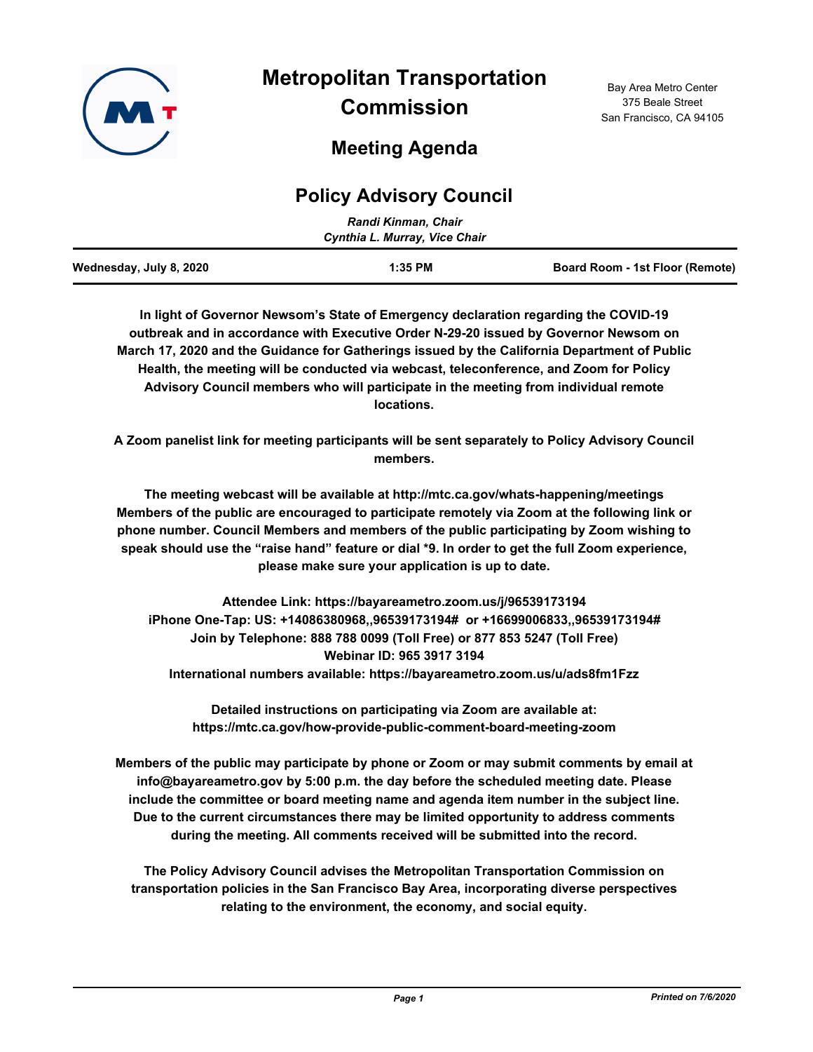# Metropolitan Transportation Commission

Bay Area Metro Center
375 Beale Street
San Francisco, CA 94105

## Meeting Agenda

## Policy Advisory Council

*Randi Kinman, Chair*
*Cynthia L. Murray, Vice Chair*

**Wednesday, July 8, 2020** | **1:35 PM** | **Board Room - 1st Floor (Remote)**

**In light of Governor Newsom's State of Emergency declaration regarding the COVID-19 outbreak and in accordance with Executive Order N-29-20 issued by Governor Newsom on March 17, 2020 and the Guidance for Gatherings issued by the California Department of Public Health, the meeting will be conducted via webcast, teleconference, and Zoom for Policy Advisory Council members who will participate in the meeting from individual remote locations.**

**A Zoom panelist link for meeting participants will be sent separately to Policy Advisory Council members.**

**The meeting webcast will be available at http://mtc.ca.gov/whats-happening/meetings Members of the public are encouraged to participate remotely via Zoom at the following link or phone number. Council Members and members of the public participating by Zoom wishing to speak should use the "raise hand" feature or dial *9. In order to get the full Zoom experience, please make sure your application is up to date.**

**Attendee Link: https://bayareametro.zoom.us/j/96539173194**
**iPhone One-Tap: US: +14086380968,,96539173194# or +16699006833,,96539173194#**
**Join by Telephone: 888 788 0099 (Toll Free) or 877 853 5247 (Toll Free)**
**Webinar ID: 965 3917 3194**
**International numbers available: https://bayareametro.zoom.us/u/ads8fm1Fzz**

**Detailed instructions on participating via Zoom are available at: https://mtc.ca.gov/how-provide-public-comment-board-meeting-zoom**

**Members of the public may participate by phone or Zoom or may submit comments by email at info@bayareametro.gov by 5:00 p.m. the day before the scheduled meeting date. Please include the committee or board meeting name and agenda item number in the subject line. Due to the current circumstances there may be limited opportunity to address comments during the meeting. All comments received will be submitted into the record.**

**The Policy Advisory Council advises the Metropolitan Transportation Commission on transportation policies in the San Francisco Bay Area, incorporating diverse perspectives relating to the environment, the economy, and social equity.**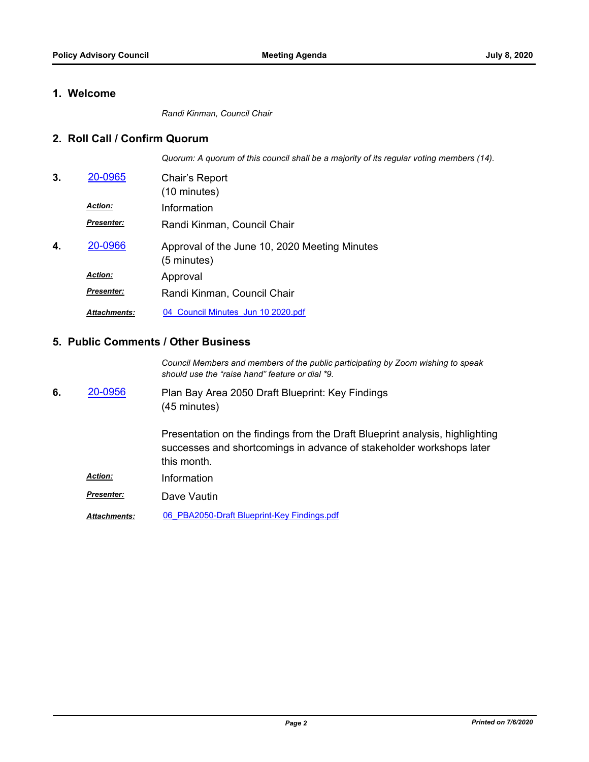## 1. Welcome

*Randi Kinman, Council Chair*

## 2. Roll Call / Confirm Quorum

*Quorum: A quorum of this council shall be a majority of its regular voting members (14).*

**3.** [20-0965](20-0965) Chair's Report
(10 minutes)

***Action:*** Information

***Presenter:*** Randi Kinman, Council Chair

**4.** [20-0966](20-0966) Approval of the June 10, 2020 Meeting Minutes
(5 minutes)

***Action:*** Approval

***Presenter:*** Randi Kinman, Council Chair

***Attachments:*** [04_Council Minutes_Jun 10 2020.pdf](04_Council Minutes_Jun 10 2020.pdf)

## 5. Public Comments / Other Business

*Council Members and members of the public participating by Zoom wishing to speak should use the "raise hand" feature or dial *9.*

**6.** [20-0956](20-0956) Plan Bay Area 2050 Draft Blueprint: Key Findings
(45 minutes)

Presentation on the findings from the Draft Blueprint analysis, highlighting successes and shortcomings in advance of stakeholder workshops later this month.

***Action:*** Information

***Presenter:*** Dave Vautin

***Attachments:*** [06_PBA2050-Draft Blueprint-Key Findings.pdf](06_PBA2050-Draft Blueprint-Key Findings.pdf)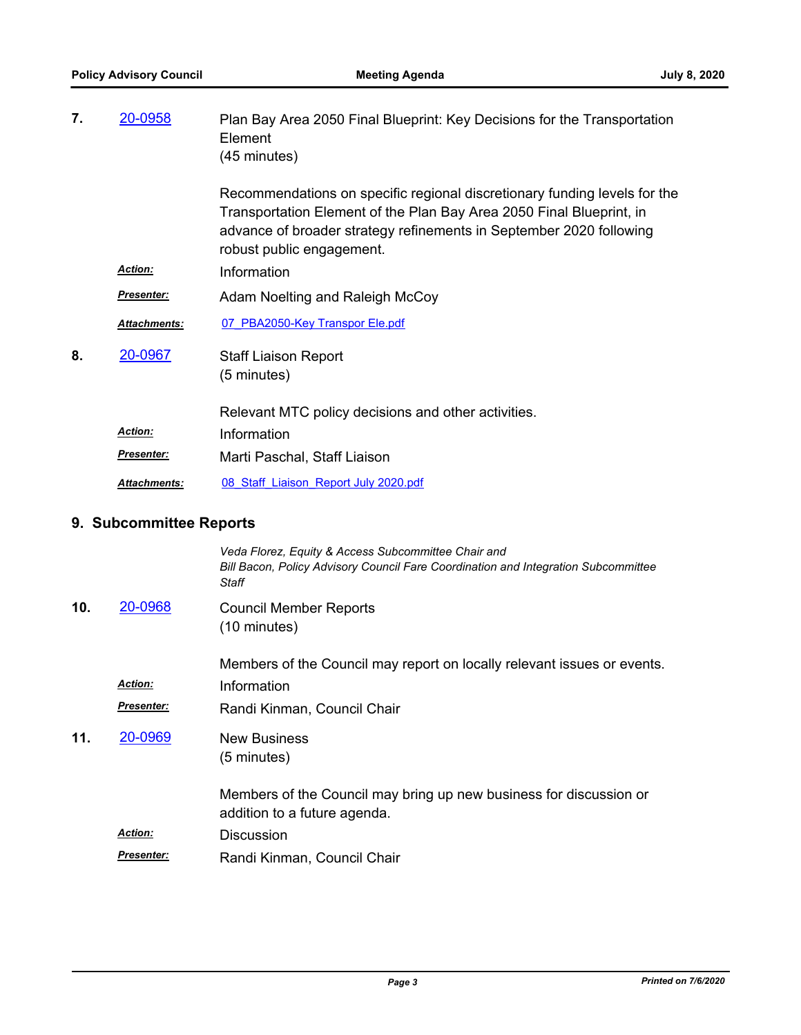**7.** 20-0958 Plan Bay Area 2050 Final Blueprint: Key Decisions for the Transportation Element
(45 minutes)

Recommendations on specific regional discretionary funding levels for the Transportation Element of the Plan Bay Area 2050 Final Blueprint, in advance of broader strategy refinements in September 2020 following robust public engagement.

***Action:*** Information

***Presenter:*** Adam Noelting and Raleigh McCoy

***Attachments:*** 07_PBA2050-Key Transpor Ele.pdf

**8.** 20-0967 Staff Liaison Report
(5 minutes)

Relevant MTC policy decisions and other activities.

***Action:*** Information

***Presenter:*** Marti Paschal, Staff Liaison

***Attachments:*** 08_Staff_Liaison_Report July 2020.pdf

## 9. Subcommittee Reports

*Veda Florez, Equity & Access Subcommittee Chair and*
*Bill Bacon, Policy Advisory Council Fare Coordination and Integration Subcommittee Staff*

**10.** 20-0968 Council Member Reports
(10 minutes)

Members of the Council may report on locally relevant issues or events.

***Action:*** Information

***Presenter:*** Randi Kinman, Council Chair

**11.** 20-0969 New Business
(5 minutes)

Members of the Council may bring up new business for discussion or addition to a future agenda.

***Action:*** Discussion

***Presenter:*** Randi Kinman, Council Chair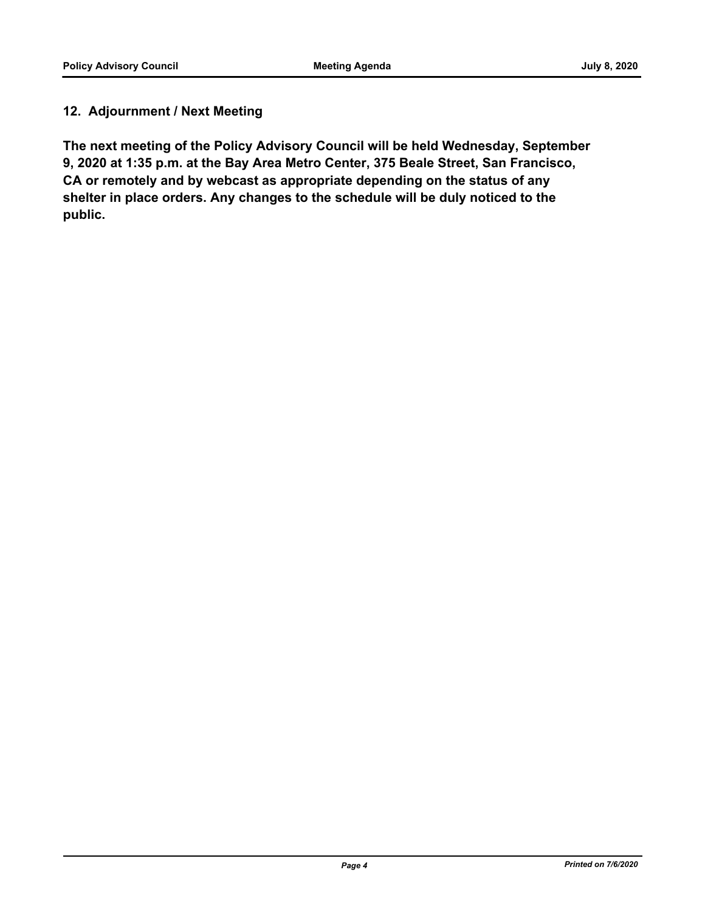## 12. Adjournment / Next Meeting

**The next meeting of the Policy Advisory Council will be held Wednesday, September 9, 2020 at 1:35 p.m. at the Bay Area Metro Center, 375 Beale Street, San Francisco, CA or remotely and by webcast as appropriate depending on the status of any shelter in place orders. Any changes to the schedule will be duly noticed to the public.**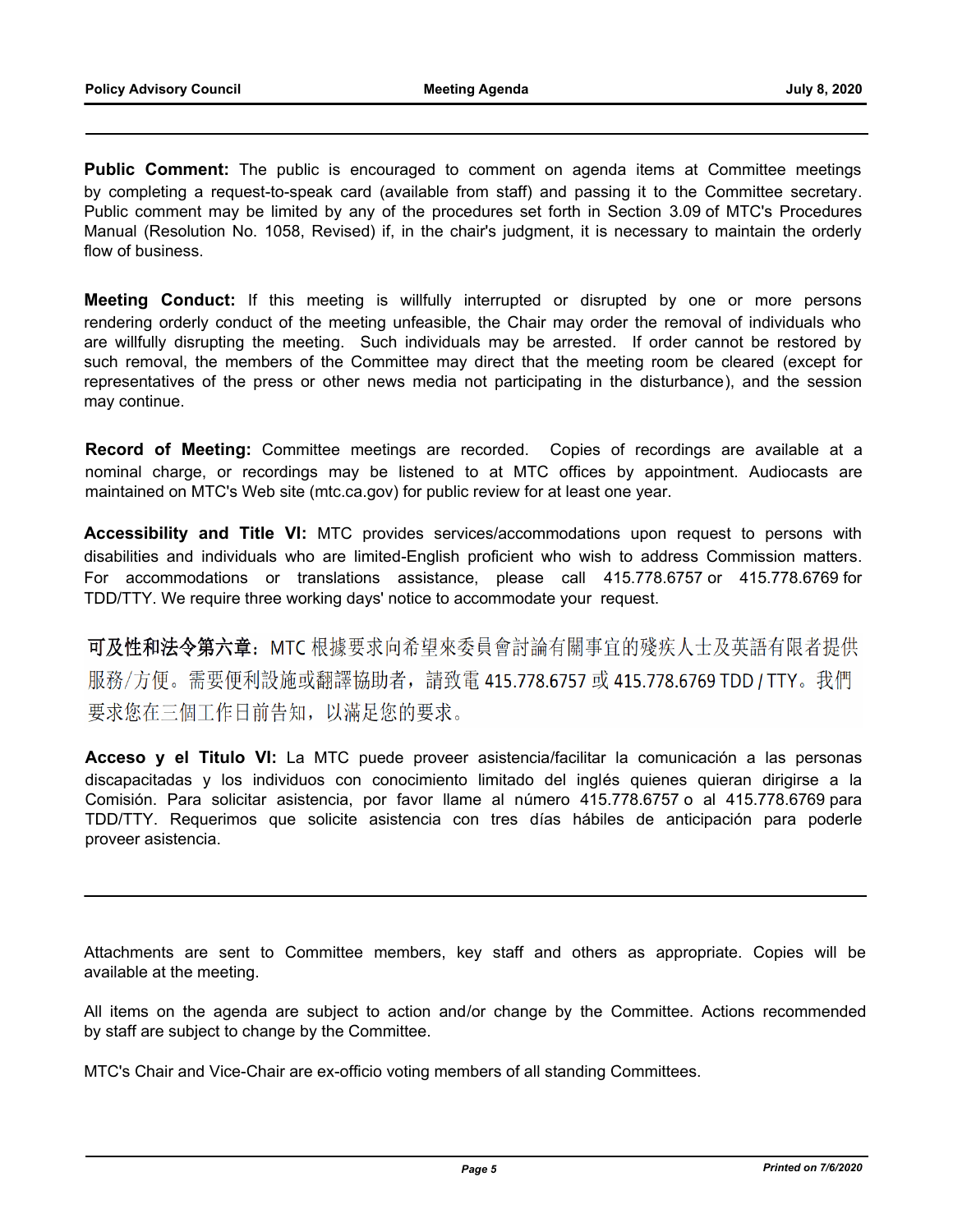**Public Comment:** The public is encouraged to comment on agenda items at Committee meetings by completing a request-to-speak card (available from staff) and passing it to the Committee secretary. Public comment may be limited by any of the procedures set forth in Section 3.09 of MTC's Procedures Manual (Resolution No. 1058, Revised) if, in the chair's judgment, it is necessary to maintain the orderly flow of business.

**Meeting Conduct:** If this meeting is willfully interrupted or disrupted by one or more persons rendering orderly conduct of the meeting unfeasible, the Chair may order the removal of individuals who are willfully disrupting the meeting. Such individuals may be arrested. If order cannot be restored by such removal, the members of the Committee may direct that the meeting room be cleared (except for representatives of the press or other news media not participating in the disturbance), and the session may continue.

**Record of Meeting:** Committee meetings are recorded. Copies of recordings are available at a nominal charge, or recordings may be listened to at MTC offices by appointment. Audiocasts are maintained on MTC's Web site (mtc.ca.gov) for public review for at least one year.

**Accessibility and Title VI:** MTC provides services/accommodations upon request to persons with disabilities and individuals who are limited-English proficient who wish to address Commission matters. For accommodations or translations assistance, please call 415.778.6757 or 415.778.6769 for TDD/TTY. We require three working days' notice to accommodate your request.

**可及性和法令第六章**：MTC 根據要求向希望來委員會討論有關事宜的殘疾人士及英語有限者提供服務/方便。需要便利設施或翻譯協助者，請致電 415.778.6757 或 415.778.6769 TDD / TTY。我們要求您在三個工作日前告知，以滿足您的要求。

**Acceso y el Titulo VI:** La MTC puede proveer asistencia/facilitar la comunicación a las personas discapacitadas y los individuos con conocimiento limitado del inglés quienes quieran dirigirse a la Comisión. Para solicitar asistencia, por favor llame al número 415.778.6757 o al 415.778.6769 para TDD/TTY. Requerimos que solicite asistencia con tres días hábiles de anticipación para poderle proveer asistencia.

---

Attachments are sent to Committee members, key staff and others as appropriate. Copies will be available at the meeting.

All items on the agenda are subject to action and/or change by the Committee. Actions recommended by staff are subject to change by the Committee.

MTC's Chair and Vice-Chair are ex-officio voting members of all standing Committees.